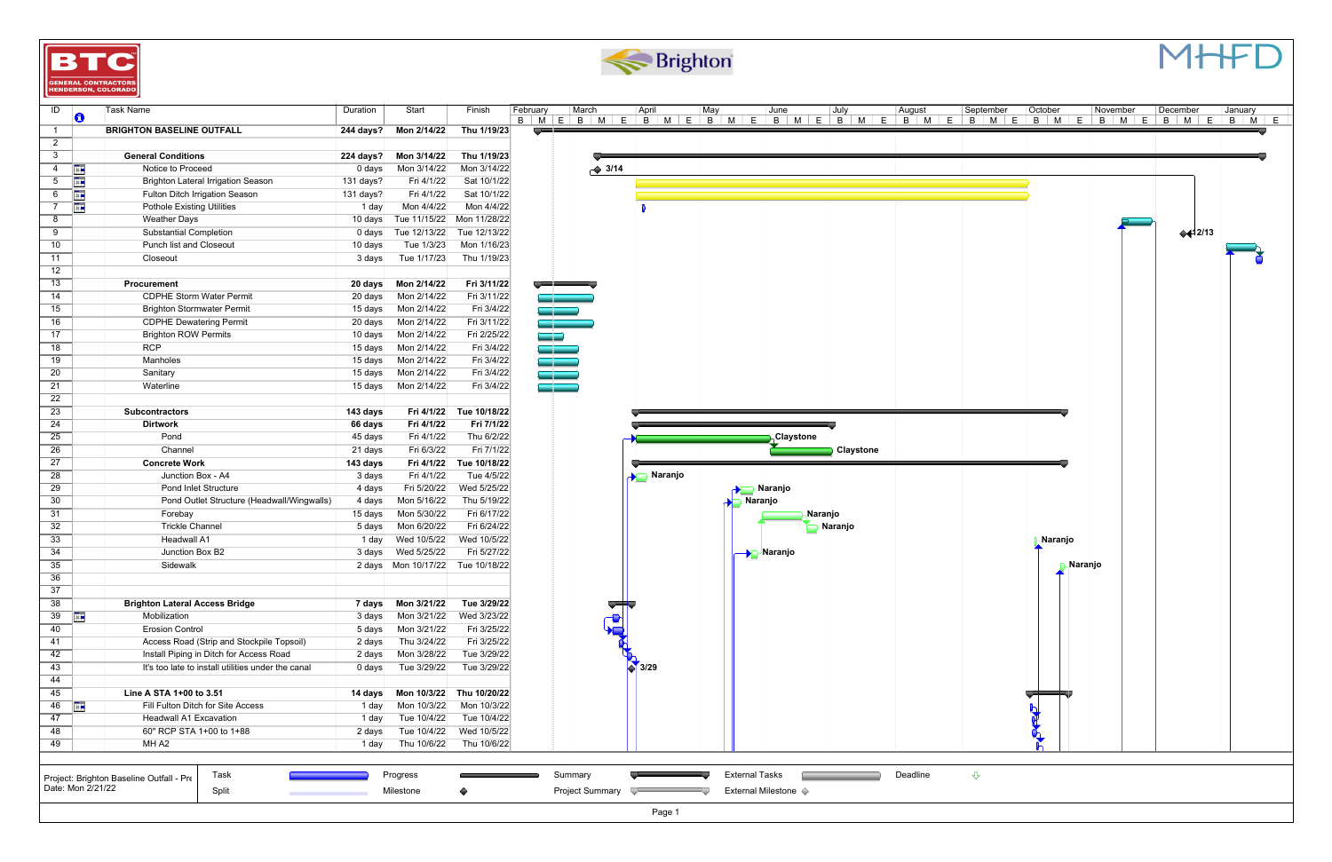BTC GENERAL CONTRACTORS HENDERSON, COLORADO

Brighton

MHFD

| ID | Task Name | Duration | Start | Finish |
|---|---|---|---|---|
| 1 | **BRIGHTON BASELINE OUTFALL** | **244 days?** | **Mon 2/14/22** | **Thu 1/19/23** |
| 2 | | | | |
| 3 | **General Conditions** | **224 days?** | **Mon 3/14/22** | **Thu 1/19/23** |
| 4 | Notice to Proceed | 0 days | Mon 3/14/22 | Mon 3/14/22 |
| 5 | Brighton Lateral Irrigation Season | 131 days? | Fri 4/1/22 | Sat 10/1/22 |
| 6 | Fulton Ditch Irrigation Season | 131 days? | Fri 4/1/22 | Sat 10/1/22 |
| 7 | Pothole Existing Utilities | 1 day | Mon 4/4/22 | Mon 4/4/22 |
| 8 | Weather Days | 10 days | Tue 11/15/22 | Mon 11/28/22 |
| 9 | Substantial Completion | 0 days | Tue 12/13/22 | Tue 12/13/22 |
| 10 | Punch list and Closeout | 10 days | Tue 1/3/23 | Mon 1/16/23 |
| 11 | Closeout | 3 days | Tue 1/17/23 | Thu 1/19/23 |
| 12 | | | | |
| 13 | **Procurement** | **20 days** | **Mon 2/14/22** | **Fri 3/11/22** |
| 14 | CDPHE Storm Water Permit | 20 days | Mon 2/14/22 | Fri 3/11/22 |
| 15 | Brighton Stormwater Permit | 15 days | Mon 2/14/22 | Fri 3/4/22 |
| 16 | CDPHE Dewatering Permit | 20 days | Mon 2/14/22 | Fri 3/11/22 |
| 17 | Brighton ROW Permits | 10 days | Mon 2/14/22 | Fri 2/25/22 |
| 18 | RCP | 15 days | Mon 2/14/22 | Fri 3/4/22 |
| 19 | Manholes | 15 days | Mon 2/14/22 | Fri 3/4/22 |
| 20 | Sanitary | 15 days | Mon 2/14/22 | Fri 3/4/22 |
| 21 | Waterline | 15 days | Mon 2/14/22 | Fri 3/4/22 |
| 22 | | | | |
| 23 | **Subcontractors** | **143 days** | **Fri 4/1/22** | **Tue 10/18/22** |
| 24 | **Dirtwork** | **66 days** | **Fri 4/1/22** | **Fri 7/1/22** |
| 25 | Pond | 45 days | Fri 4/1/22 | Thu 6/2/22 |
| 26 | Channel | 21 days | Fri 6/3/22 | Fri 7/1/22 |
| 27 | **Concrete Work** | **143 days** | **Fri 4/1/22** | **Tue 10/18/22** |
| 28 | Junction Box - A4 | 3 days | Fri 4/1/22 | Tue 4/5/22 |
| 29 | Pond Inlet Structure | 4 days | Fri 5/20/22 | Wed 5/25/22 |
| 30 | Pond Outlet Structure (Headwall/Wingwalls) | 4 days | Mon 5/16/22 | Thu 5/19/22 |
| 31 | Forebay | 15 days | Mon 5/30/22 | Fri 6/17/22 |
| 32 | Trickle Channel | 5 days | Mon 6/20/22 | Fri 6/24/22 |
| 33 | Headwall A1 | 1 day | Wed 10/5/22 | Wed 10/5/22 |
| 34 | Junction Box B2 | 3 days | Wed 5/25/22 | Fri 5/27/22 |
| 35 | Sidewalk | 2 days | Mon 10/17/22 | Tue 10/18/22 |
| 36 | | | | |
| 37 | | | | |
| 38 | **Brighton Lateral Access Bridge** | **7 days** | **Mon 3/21/22** | **Tue 3/29/22** |
| 39 | Mobilization | 3 days | Mon 3/21/22 | Wed 3/23/22 |
| 40 | Erosion Control | 5 days | Mon 3/21/22 | Fri 3/25/22 |
| 41 | Access Road (Strip and Stockpile Topsoil) | 2 days | Thu 3/24/22 | Fri 3/25/22 |
| 42 | Install Piping in Ditch for Access Road | 2 days | Mon 3/28/22 | Tue 3/29/22 |
| 43 | It's too late to install utilities under the canal | 0 days | Tue 3/29/22 | Tue 3/29/22 |
| 44 | | | | |
| 45 | **Line A STA 1+00 to 3.51** | **14 days** | **Mon 10/3/22** | **Thu 10/20/22** |
| 46 | Fill Fulton Ditch for Site Access | 1 day | Mon 10/3/22 | Mon 10/3/22 |
| 47 | Headwall A1 Excavation | 1 day | Tue 10/4/22 | Tue 10/4/22 |
| 48 | 60" RCP STA 1+00 to 1+88 | 2 days | Tue 10/4/22 | Wed 10/5/22 |
| 49 | MH A2 | 1 day | Thu 10/6/22 | Thu 10/6/22 |

Project: Brighton Baseline Outfall - Pre
Date: Mon 2/21/22

Legend: Task, Split, Progress, Milestone, Summary, Project Summary, External Tasks, External Milestone, Deadline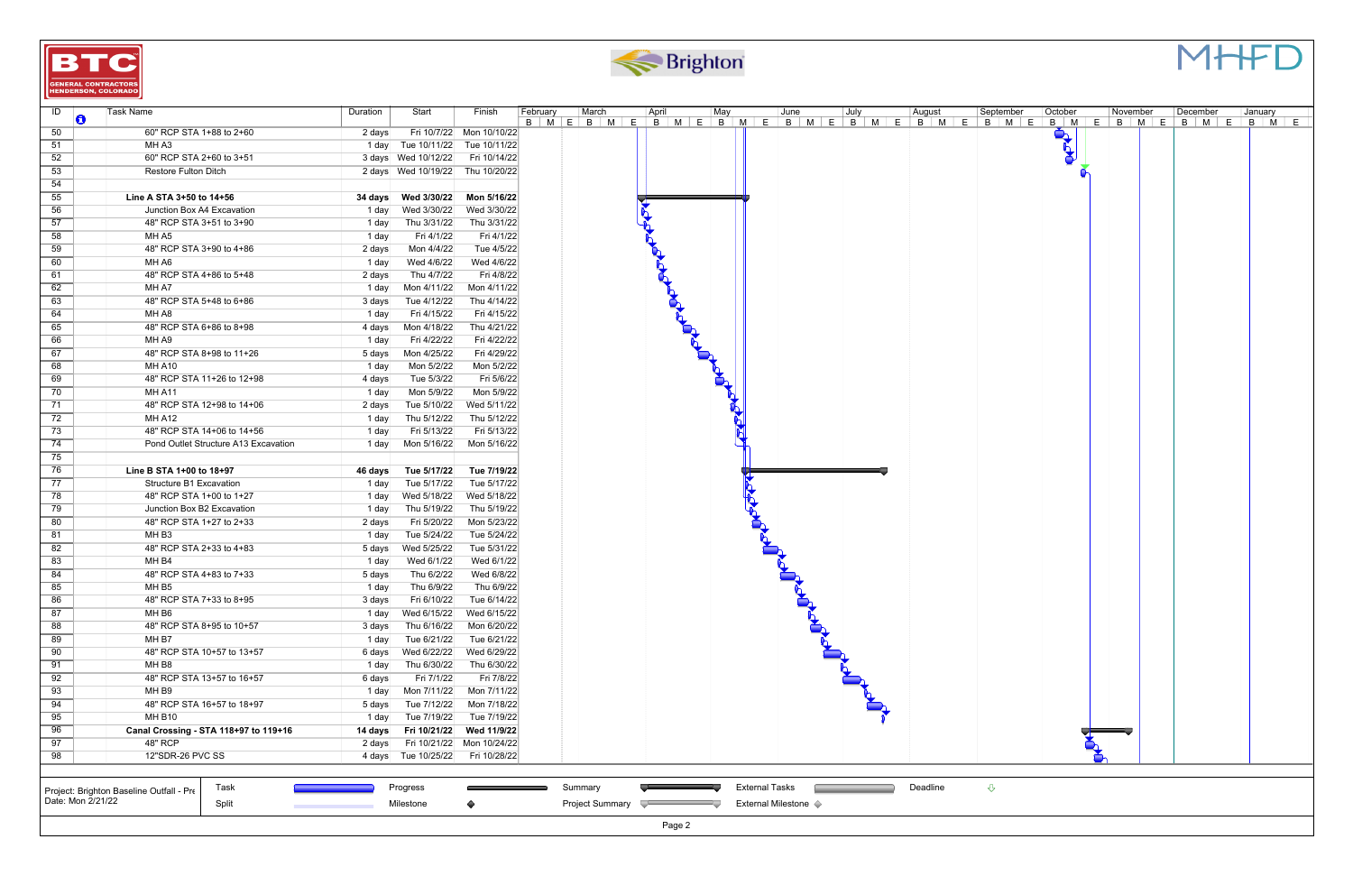BTC GENERAL CONTRACTORS HENDERSON, COLORADO

Brighton

MHFD

| ID | Task Name | Duration | Start | Finish |
|---|---|---|---|---|
| 50 | 60" RCP STA 1+88 to 2+60 | 2 days | Fri 10/7/22 | Mon 10/10/22 |
| 51 | MH A3 | 1 day | Tue 10/11/22 | Tue 10/11/22 |
| 52 | 60" RCP STA 2+60 to 3+51 | 3 days | Wed 10/12/22 | Fri 10/14/22 |
| 53 | Restore Fulton Ditch | 2 days | Wed 10/19/22 | Thu 10/20/22 |
| 54 | | | | |
| 55 | **Line A STA 3+50 to 14+56** | **34 days** | **Wed 3/30/22** | **Mon 5/16/22** |
| 56 | Junction Box A4 Excavation | 1 day | Wed 3/30/22 | Wed 3/30/22 |
| 57 | 48" RCP STA 3+51 to 3+90 | 1 day | Thu 3/31/22 | Thu 3/31/22 |
| 58 | MH A5 | 1 day | Fri 4/1/22 | Fri 4/1/22 |
| 59 | 48" RCP STA 3+90 to 4+86 | 2 days | Mon 4/4/22 | Tue 4/5/22 |
| 60 | MH A6 | 1 day | Wed 4/6/22 | Wed 4/6/22 |
| 61 | 48" RCP STA 4+86 to 5+48 | 2 days | Thu 4/7/22 | Fri 4/8/22 |
| 62 | MH A7 | 1 day | Mon 4/11/22 | Mon 4/11/22 |
| 63 | 48" RCP STA 5+48 to 6+86 | 3 days | Tue 4/12/22 | Thu 4/14/22 |
| 64 | MH A8 | 1 day | Fri 4/15/22 | Fri 4/15/22 |
| 65 | 48" RCP STA 6+86 to 8+98 | 4 days | Mon 4/18/22 | Thu 4/21/22 |
| 66 | MH A9 | 1 day | Fri 4/22/22 | Fri 4/22/22 |
| 67 | 48" RCP STA 8+98 to 11+26 | 5 days | Mon 4/25/22 | Fri 4/29/22 |
| 68 | MH A10 | 1 day | Mon 5/2/22 | Mon 5/2/22 |
| 69 | 48" RCP STA 11+26 to 12+98 | 4 days | Tue 5/3/22 | Fri 5/6/22 |
| 70 | MH A11 | 1 day | Mon 5/9/22 | Mon 5/9/22 |
| 71 | 48" RCP STA 12+98 to 14+06 | 2 days | Tue 5/10/22 | Wed 5/11/22 |
| 72 | MH A12 | 1 day | Thu 5/12/22 | Thu 5/12/22 |
| 73 | 48" RCP STA 14+06 to 14+56 | 1 day | Fri 5/13/22 | Fri 5/13/22 |
| 74 | Pond Outlet Structure A13 Excavation | 1 day | Mon 5/16/22 | Mon 5/16/22 |
| 75 | | | | |
| 76 | **Line B STA 1+00 to 18+97** | **46 days** | **Tue 5/17/22** | **Tue 7/19/22** |
| 77 | Structure B1 Excavation | 1 day | Tue 5/17/22 | Tue 5/17/22 |
| 78 | 48" RCP STA 1+00 to 1+27 | 1 day | Wed 5/18/22 | Wed 5/18/22 |
| 79 | Junction Box B2 Excavation | 1 day | Thu 5/19/22 | Thu 5/19/22 |
| 80 | 48" RCP STA 1+27 to 2+33 | 2 days | Fri 5/20/22 | Mon 5/23/22 |
| 81 | MH B3 | 1 day | Tue 5/24/22 | Tue 5/24/22 |
| 82 | 48" RCP STA 2+33 to 4+83 | 5 days | Wed 5/25/22 | Tue 5/31/22 |
| 83 | MH B4 | 1 day | Wed 6/1/22 | Wed 6/1/22 |
| 84 | 48" RCP STA 4+83 to 7+33 | 5 days | Thu 6/2/22 | Wed 6/8/22 |
| 85 | MH B5 | 1 day | Thu 6/9/22 | Thu 6/9/22 |
| 86 | 48" RCP STA 7+33 to 8+95 | 3 days | Fri 6/10/22 | Tue 6/14/22 |
| 87 | MH B6 | 1 day | Wed 6/15/22 | Wed 6/15/22 |
| 88 | 48" RCP STA 8+95 to 10+57 | 3 days | Thu 6/16/22 | Mon 6/20/22 |
| 89 | MH B7 | 1 day | Tue 6/21/22 | Tue 6/21/22 |
| 90 | 48" RCP STA 10+57 to 13+57 | 6 days | Wed 6/22/22 | Wed 6/29/22 |
| 91 | MH B8 | 1 day | Thu 6/30/22 | Thu 6/30/22 |
| 92 | 48" RCP STA 13+57 to 16+57 | 6 days | Fri 7/1/22 | Fri 7/8/22 |
| 93 | MH B9 | 1 day | Mon 7/11/22 | Mon 7/11/22 |
| 94 | 48" RCP STA 16+57 to 18+97 | 5 days | Tue 7/12/22 | Mon 7/18/22 |
| 95 | MH B10 | 1 day | Tue 7/19/22 | Tue 7/19/22 |
| 96 | **Canal Crossing - STA 118+97 to 119+16** | **14 days** | **Fri 10/21/22** | **Wed 11/9/22** |
| 97 | 48" RCP | 2 days | Fri 10/21/22 | Mon 10/24/22 |
| 98 | 12"SDR-26 PVC SS | 4 days | Tue 10/25/22 | Fri 10/28/22 |

Project: Brighton Baseline Outfall - Pre
Date: Mon 2/21/22

| Legend | | | | | |
|---|---|---|---|---|---|
| Task | Progress | Summary | External Tasks | Deadline | |
| Split | Milestone | Project Summary | External Milestone | | |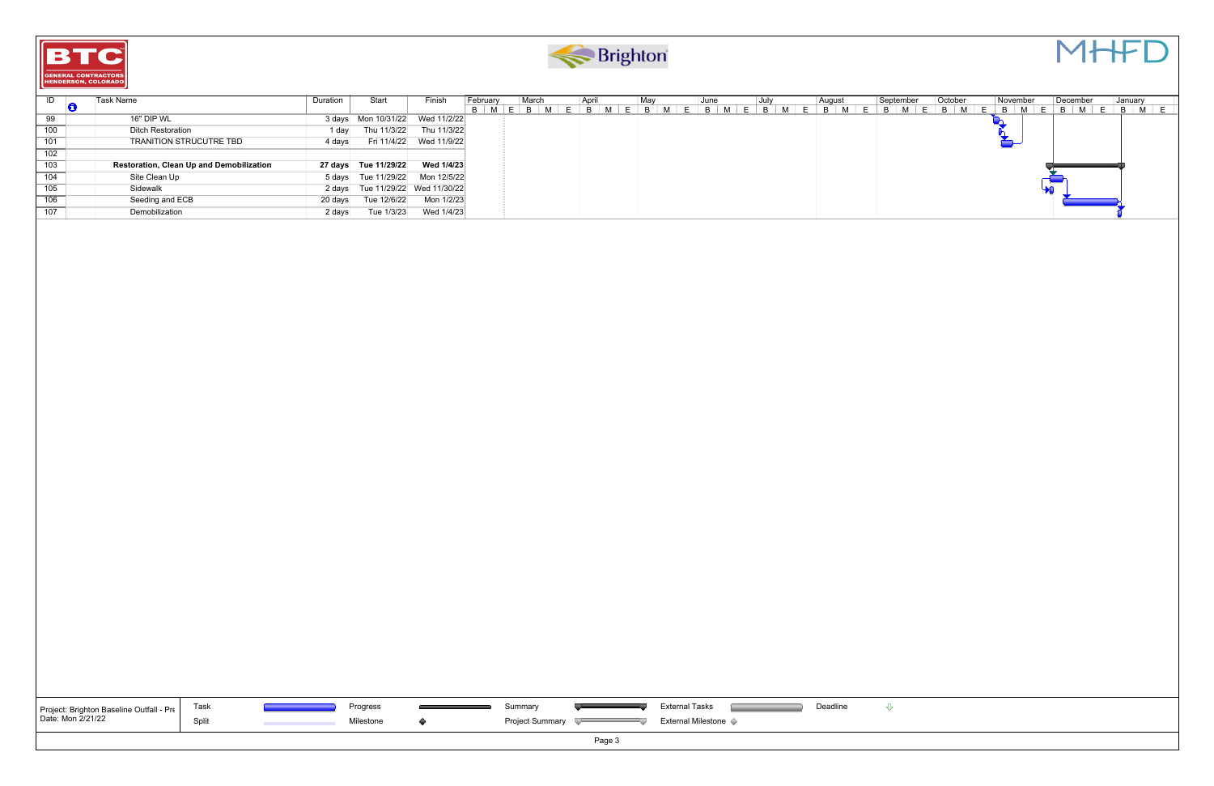BTC GENERAL CONTRACTORS HENDERSON, COLORADO

Brighton

MHFD

| ID | Task Name | Duration | Start | Finish |
|---|---|---|---|---|
| 99 | 16" DIP WL | 3 days | Mon 10/31/22 | Wed 11/2/22 |
| 100 | Ditch Restoration | 1 day | Thu 11/3/22 | Thu 11/3/22 |
| 101 | TRANITION STRUCUTRE TBD | 4 days | Fri 11/4/22 | Wed 11/9/22 |
| 102 | | | | |
| 103 | **Restoration, Clean Up and Demobilization** | **27 days** | **Tue 11/29/22** | **Wed 1/4/23** |
| 104 | Site Clean Up | 5 days | Tue 11/29/22 | Mon 12/5/22 |
| 105 | Sidewalk | 2 days | Tue 11/29/22 | Wed 11/30/22 |
| 106 | Seeding and ECB | 20 days | Tue 12/6/22 | Mon 1/2/23 |
| 107 | Demobilization | 2 days | Tue 1/3/23 | Wed 1/4/23 |

February March April May June July August September October November December January

B M E B M E B M E B M E B M E B M E B M E B M E B M E B M E B M E B M E

Project: Brighton Baseline Outfall - Pre
Date: Mon 2/21/22

Task
Split
Progress
Milestone
Summary
Project Summary
External Tasks
External Milestone
Deadline